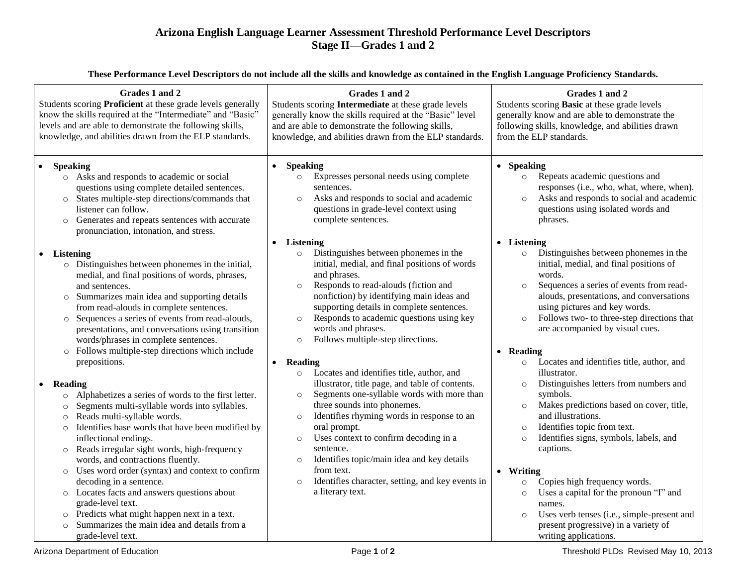# Arizona English Language Learner Assessment Threshold Performance Level Descriptors
## Stage II—Grades 1 and 2

**These Performance Level Descriptors do not include all the skills and knowledge as contained in the English Language Proficiency Standards.**

| **Grades 1 and 2**<br>Students scoring **Proficient** at these grade levels generally know the skills required at the "Intermediate" and "Basic" levels and are able to demonstrate the following skills, knowledge, and abilities drawn from the ELP standards. | **Grades 1 and 2**<br>Students scoring **Intermediate** at these grade levels generally know the skills required at the "Basic" level and are able to demonstrate the following skills, knowledge, and abilities drawn from the ELP standards. | **Grades 1 and 2**<br>Students scoring **Basic** at these grade levels generally know and are able to demonstrate the following skills, knowledge, and abilities drawn from the ELP standards. |
|---|---|---|
| • **Speaking**<br>○ Asks and responds to academic or social questions using complete detailed sentences.<br>○ States multiple-step directions/commands that listener can follow.<br>○ Generates and repeats sentences with accurate pronunciation, intonation, and stress.<br><br>• **Listening**<br>○ Distinguishes between phonemes in the initial, medial, and final positions of words, phrases, and sentences.<br>○ Summarizes main idea and supporting details from read-alouds in complete sentences.<br>○ Sequences a series of events from read-alouds, presentations, and conversations using transition words/phrases in complete sentences.<br>○ Follows multiple-step directions which include prepositions.<br><br>• **Reading**<br>○ Alphabetizes a series of words to the first letter.<br>○ Segments multi-syllable words into syllables.<br>○ Reads multi-syllable words.<br>○ Identifies base words that have been modified by inflectional endings.<br>○ Reads irregular sight words, high-frequency words, and contractions fluently.<br>○ Uses word order (syntax) and context to confirm decoding in a sentence.<br>○ Locates facts and answers questions about grade-level text.<br>○ Predicts what might happen next in a text.<br>○ Summarizes the main idea and details from a grade-level text. | • **Speaking**<br>○ Expresses personal needs using complete sentences.<br>○ Asks and responds to social and academic questions in grade-level context using complete sentences.<br><br>• **Listening**<br>○ Distinguishes between phonemes in the initial, medial, and final positions of words and phrases.<br>○ Responds to read-alouds (fiction and nonfiction) by identifying main ideas and supporting details in complete sentences.<br>○ Responds to academic questions using key words and phrases.<br>○ Follows multiple-step directions.<br><br>• **Reading**<br>○ Locates and identifies title, author, and illustrator, title page, and table of contents.<br>○ Segments one-syllable words with more than three sounds into phonemes.<br>○ Identifies rhyming words in response to an oral prompt.<br>○ Uses context to confirm decoding in a sentence.<br>○ Identifies topic/main idea and key details from text.<br>○ Identifies character, setting, and key events in a literary text. | • **Speaking**<br>○ Repeats academic questions and responses (i.e., who, what, where, when).<br>○ Asks and responds to social and academic questions using isolated words and phrases.<br><br>• **Listening**<br>○ Distinguishes between phonemes in the initial, medial, and final positions of words.<br>○ Sequences a series of events from read-alouds, presentations, and conversations using pictures and key words.<br>○ Follows two- to three-step directions that are accompanied by visual cues.<br><br>• **Reading**<br>○ Locates and identifies title, author, and illustrator.<br>○ Distinguishes letters from numbers and symbols.<br>○ Makes predictions based on cover, title, and illustrations.<br>○ Identifies topic from text.<br>○ Identifies signs, symbols, labels, and captions.<br><br>• **Writing**<br>○ Copies high frequency words.<br>○ Uses a capital for the pronoun "I" and names.<br>○ Uses verb tenses (i.e., simple-present and present progressive) in a variety of writing applications. |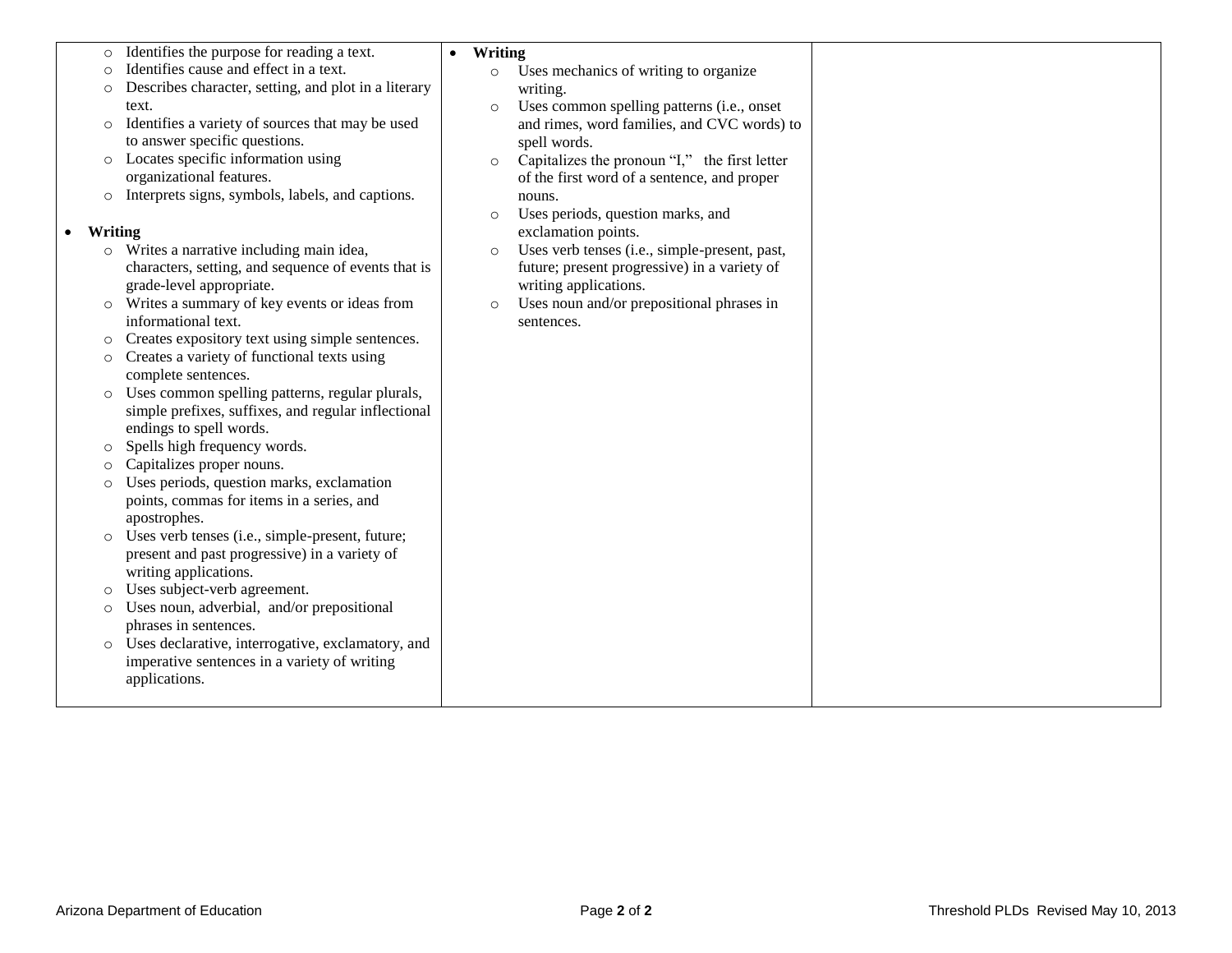| | | |
|---|---|---|
| ○ Identifies the purpose for reading a text.<br>○ Identifies cause and effect in a text.<br>○ Describes character, setting, and plot in a literary text.<br>○ Identifies a variety of sources that may be used to answer specific questions.<br>○ Locates specific information using organizational features.<br>○ Interprets signs, symbols, labels, and captions.<br><br>• **Writing**<br>○ Writes a narrative including main idea, characters, setting, and sequence of events that is grade-level appropriate.<br>○ Writes a summary of key events or ideas from informational text.<br>○ Creates expository text using simple sentences.<br>○ Creates a variety of functional texts using complete sentences.<br>○ Uses common spelling patterns, regular plurals, simple prefixes, suffixes, and regular inflectional endings to spell words.<br>○ Spells high frequency words.<br>○ Capitalizes proper nouns.<br>○ Uses periods, question marks, exclamation points, commas for items in a series, and apostrophes.<br>○ Uses verb tenses (i.e., simple-present, future; present and past progressive) in a variety of writing applications.<br>○ Uses subject-verb agreement.<br>○ Uses noun, adverbial, and/or prepositional phrases in sentences.<br>○ Uses declarative, interrogative, exclamatory, and imperative sentences in a variety of writing applications. | • **Writing**<br>○ Uses mechanics of writing to organize writing.<br>○ Uses common spelling patterns (i.e., onset and rimes, word families, and CVC words) to spell words.<br>○ Capitalizes the pronoun "I," the first letter of the first word of a sentence, and proper nouns.<br>○ Uses periods, question marks, and exclamation points.<br>○ Uses verb tenses (i.e., simple-present, past, future; present progressive) in a variety of writing applications.<br>○ Uses noun and/or prepositional phrases in sentences. | |